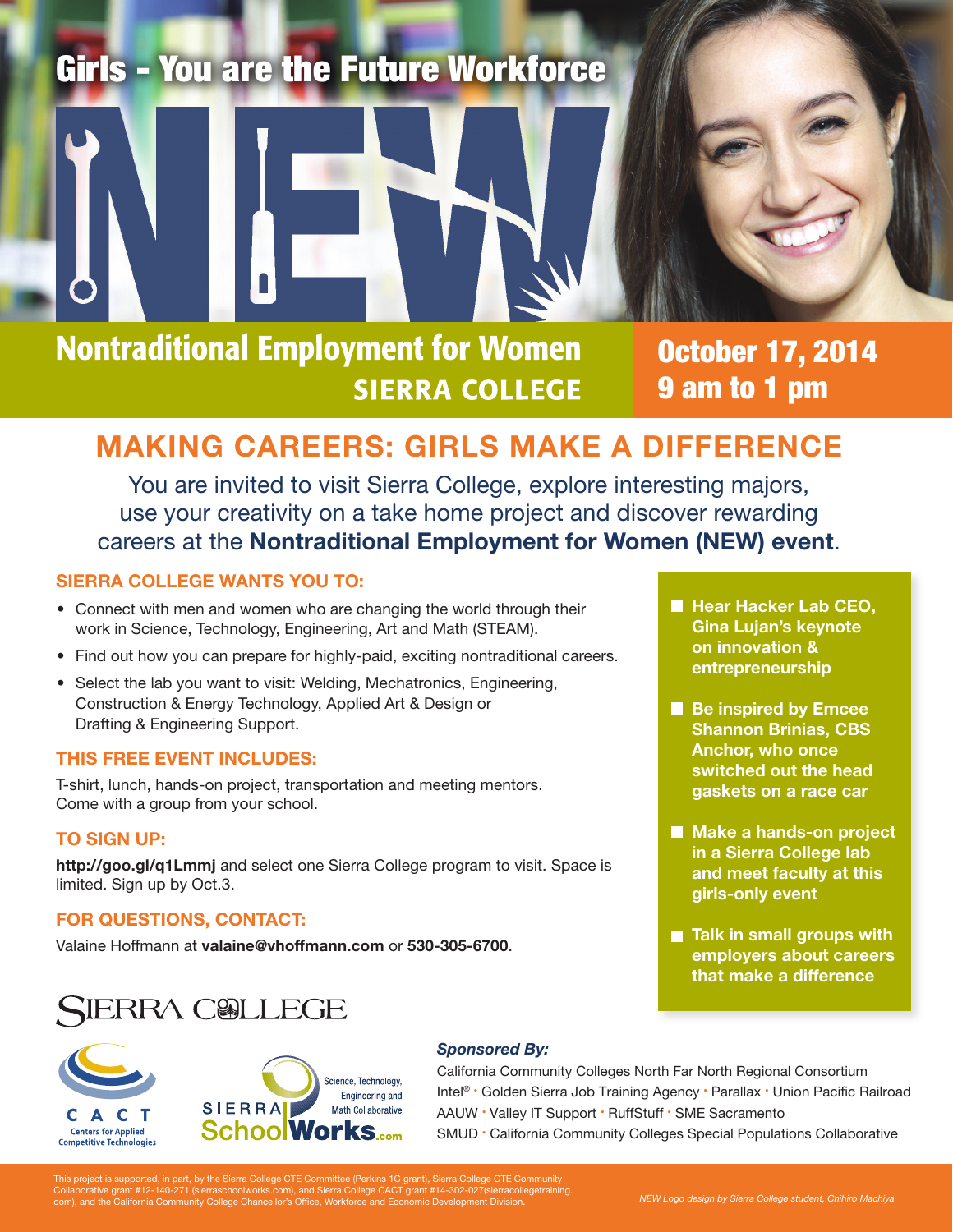# Girls - You are the Future Workforce

# NEW

## Nontraditional Employment for Women
**SIERRA COLLEGE**

**October 17, 2014**
**9 am to 1 pm**

## MAKING CAREERS: GIRLS MAKE A DIFFERENCE

You are invited to visit Sierra College, explore interesting majors, use your creativity on a take home project and discover rewarding careers at the **Nontraditional Employment for Women (NEW) event**.

### SIERRA COLLEGE WANTS YOU TO:

- Connect with men and women who are changing the world through their work in Science, Technology, Engineering, Art and Math (STEAM).
- Find out how you can prepare for highly-paid, exciting nontraditional careers.
- Select the lab you want to visit: Welding, Mechatronics, Engineering, Construction & Energy Technology, Applied Art & Design or Drafting & Engineering Support.

### THIS FREE EVENT INCLUDES:

T-shirt, lunch, hands-on project, transportation and meeting mentors. Come with a group from your school.

### TO SIGN UP:

**http://goo.gl/q1Lmmj** and select one Sierra College program to visit. Space is limited. Sign up by Oct.3.

### FOR QUESTIONS, CONTACT:

Valaine Hoffmann at **valaine@vhoffmann.com** or **530-305-6700**.

- **Hear Hacker Lab CEO, Gina Lujan's keynote on innovation & entrepreneurship**
- **Be inspired by Emcee Shannon Brinias, CBS Anchor, who once switched out the head gaskets on a race car**
- **Make a hands-on project in a Sierra College lab and meet faculty at this girls-only event**
- **Talk in small groups with employers about careers that make a difference**

SIERRA COLLEGE

CACT Centers for Applied Competitive Technologies

SIERRA SchoolWorks.com — Science, Technology, Engineering and Math Collaborative

***Sponsored By:***

California Community Colleges North Far North Regional Consortium
Intel® · Golden Sierra Job Training Agency · Parallax · Union Pacific Railroad
AAUW · Valley IT Support · RuffStuff · SME Sacramento
SMUD · California Community Colleges Special Populations Collaborative

This project is supported, in part, by the Sierra College CTE Committee (Perkins 1C grant), Sierra College CTE Community Collaborative grant #12-140-271 (sierraschoolworks.com), and Sierra College CACT grant #14-302-027(sierracollegetraining.com), and the California Community College Chancellor's Office, Workforce and Economic Development Division.

*NEW Logo design by Sierra College student, Chihiro Machiya*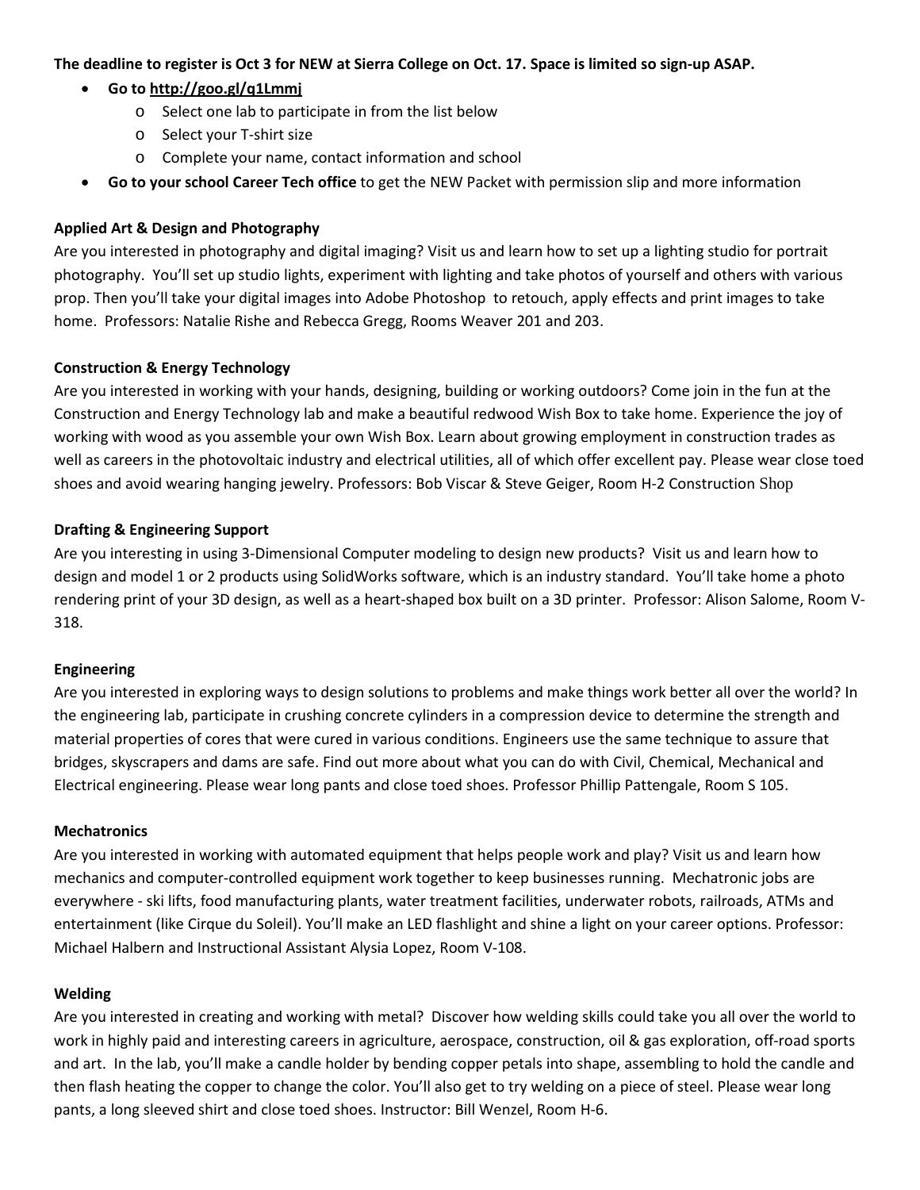**The deadline to register is Oct 3 for NEW at Sierra College on Oct. 17. Space is limited so sign-up ASAP.**

- **Go to http://goo.gl/q1Lmmj**
  - Select one lab to participate in from the list below
  - Select your T-shirt size
  - Complete your name, contact information and school
- **Go to your school Career Tech office** to get the NEW Packet with permission slip and more information

**Applied Art & Design and Photography**

Are you interested in photography and digital imaging? Visit us and learn how to set up a lighting studio for portrait photography. You'll set up studio lights, experiment with lighting and take photos of yourself and others with various prop. Then you'll take your digital images into Adobe Photoshop to retouch, apply effects and print images to take home. Professors: Natalie Rishe and Rebecca Gregg, Rooms Weaver 201 and 203.

**Construction & Energy Technology**

Are you interested in working with your hands, designing, building or working outdoors? Come join in the fun at the Construction and Energy Technology lab and make a beautiful redwood Wish Box to take home. Experience the joy of working with wood as you assemble your own Wish Box. Learn about growing employment in construction trades as well as careers in the photovoltaic industry and electrical utilities, all of which offer excellent pay. Please wear close toed shoes and avoid wearing hanging jewelry. Professors: Bob Viscar & Steve Geiger, Room H-2 Construction Shop

**Drafting & Engineering Support**

Are you interesting in using 3-Dimensional Computer modeling to design new products? Visit us and learn how to design and model 1 or 2 products using SolidWorks software, which is an industry standard. You'll take home a photo rendering print of your 3D design, as well as a heart-shaped box built on a 3D printer. Professor: Alison Salome, Room V-318.

**Engineering**

Are you interested in exploring ways to design solutions to problems and make things work better all over the world? In the engineering lab, participate in crushing concrete cylinders in a compression device to determine the strength and material properties of cores that were cured in various conditions. Engineers use the same technique to assure that bridges, skyscrapers and dams are safe. Find out more about what you can do with Civil, Chemical, Mechanical and Electrical engineering. Please wear long pants and close toed shoes. Professor Phillip Pattengale, Room S 105.

**Mechatronics**

Are you interested in working with automated equipment that helps people work and play? Visit us and learn how mechanics and computer-controlled equipment work together to keep businesses running. Mechatronic jobs are everywhere - ski lifts, food manufacturing plants, water treatment facilities, underwater robots, railroads, ATMs and entertainment (like Cirque du Soleil). You'll make an LED flashlight and shine a light on your career options. Professor: Michael Halbern and Instructional Assistant Alysia Lopez, Room V-108.

**Welding**

Are you interested in creating and working with metal? Discover how welding skills could take you all over the world to work in highly paid and interesting careers in agriculture, aerospace, construction, oil & gas exploration, off-road sports and art. In the lab, you'll make a candle holder by bending copper petals into shape, assembling to hold the candle and then flash heating the copper to change the color. You'll also get to try welding on a piece of steel. Please wear long pants, a long sleeved shirt and close toed shoes. Instructor: Bill Wenzel, Room H-6.